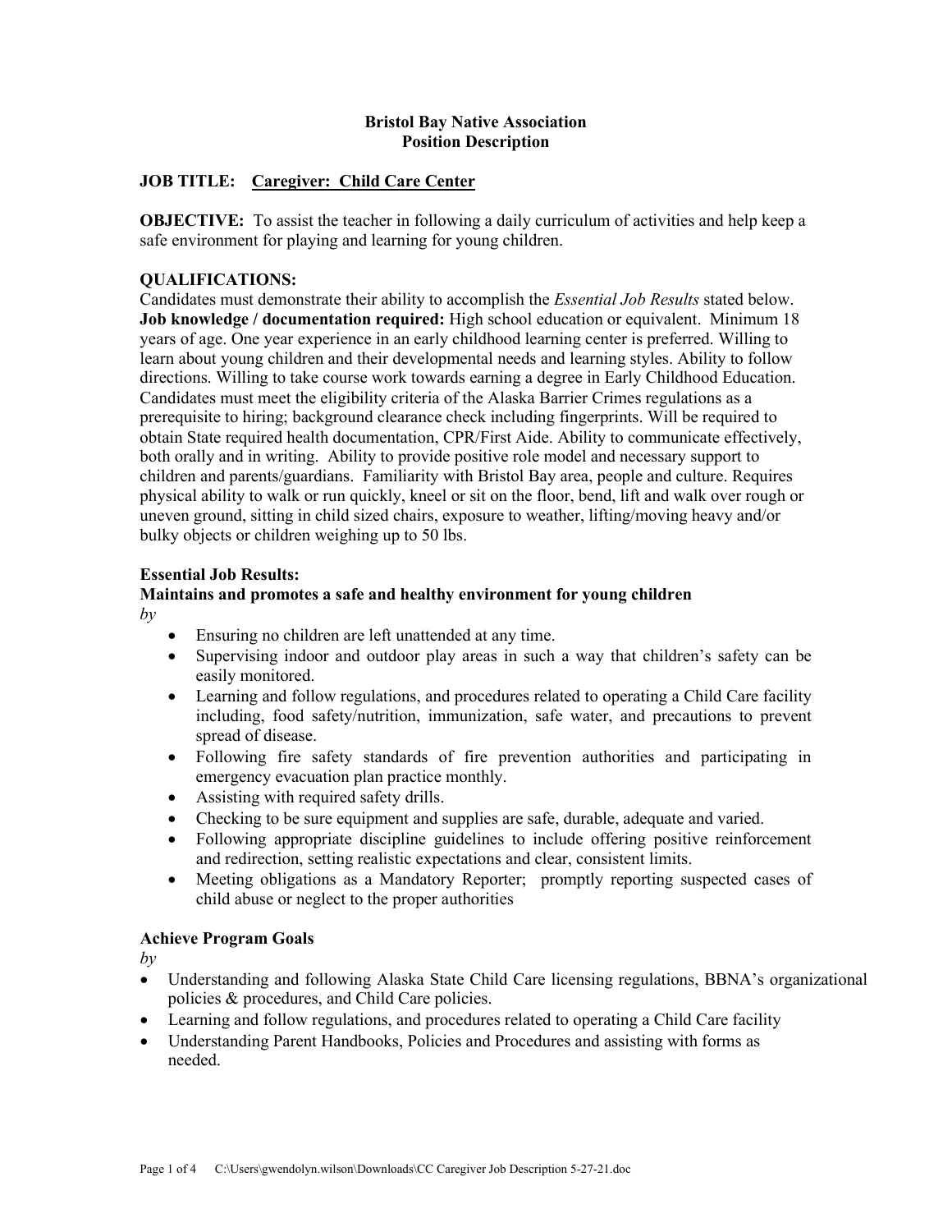**Bristol Bay Native Association**
**Position Description**

**JOB TITLE:** **Caregiver: Child Care Center**

**OBJECTIVE:** To assist the teacher in following a daily curriculum of activities and help keep a safe environment for playing and learning for young children.

**QUALIFICATIONS:**
Candidates must demonstrate their ability to accomplish the *Essential Job Results* stated below. **Job knowledge / documentation required:** High school education or equivalent. Minimum 18 years of age. One year experience in an early childhood learning center is preferred. Willing to learn about young children and their developmental needs and learning styles. Ability to follow directions. Willing to take course work towards earning a degree in Early Childhood Education. Candidates must meet the eligibility criteria of the Alaska Barrier Crimes regulations as a prerequisite to hiring; background clearance check including fingerprints. Will be required to obtain State required health documentation, CPR/First Aide. Ability to communicate effectively, both orally and in writing. Ability to provide positive role model and necessary support to children and parents/guardians. Familiarity with Bristol Bay area, people and culture. Requires physical ability to walk or run quickly, kneel or sit on the floor, bend, lift and walk over rough or uneven ground, sitting in child sized chairs, exposure to weather, lifting/moving heavy and/or bulky objects or children weighing up to 50 lbs.

**Essential Job Results:**

**Maintains and promotes a safe and healthy environment for young children**
*by*

- Ensuring no children are left unattended at any time.
- Supervising indoor and outdoor play areas in such a way that children's safety can be easily monitored.
- Learning and follow regulations, and procedures related to operating a Child Care facility including, food safety/nutrition, immunization, safe water, and precautions to prevent spread of disease.
- Following fire safety standards of fire prevention authorities and participating in emergency evacuation plan practice monthly.
- Assisting with required safety drills.
- Checking to be sure equipment and supplies are safe, durable, adequate and varied.
- Following appropriate discipline guidelines to include offering positive reinforcement and redirection, setting realistic expectations and clear, consistent limits.
- Meeting obligations as a Mandatory Reporter; promptly reporting suspected cases of child abuse or neglect to the proper authorities

**Achieve Program Goals**
*by*

- Understanding and following Alaska State Child Care licensing regulations, BBNA's organizational policies & procedures, and Child Care policies.
- Learning and follow regulations, and procedures related to operating a Child Care facility
- Understanding Parent Handbooks, Policies and Procedures and assisting with forms as needed.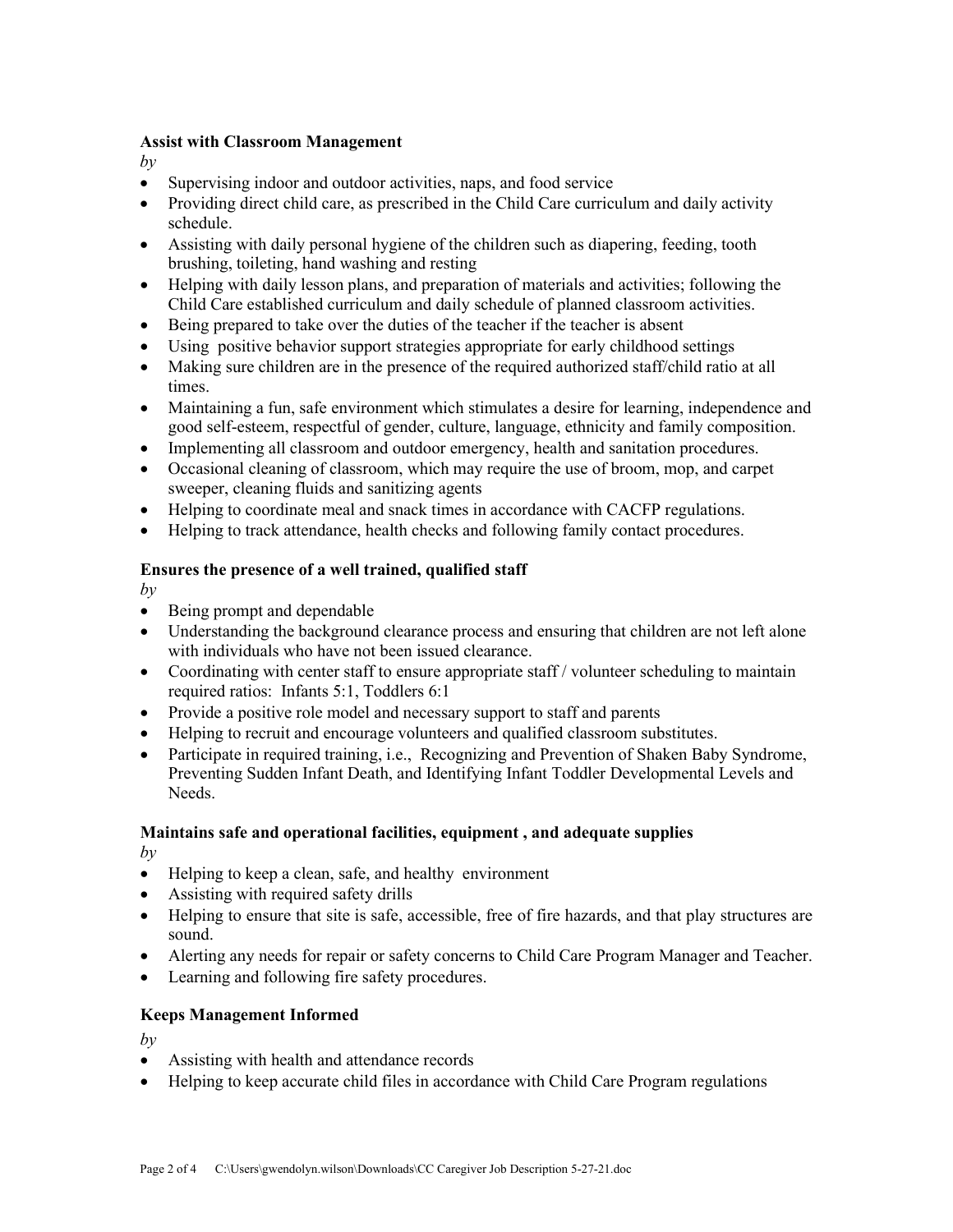**Assist with Classroom Management**

*by*

- Supervising indoor and outdoor activities, naps, and food service
- Providing direct child care, as prescribed in the Child Care curriculum and daily activity schedule.
- Assisting with daily personal hygiene of the children such as diapering, feeding, tooth brushing, toileting, hand washing and resting
- Helping with daily lesson plans, and preparation of materials and activities; following the Child Care established curriculum and daily schedule of planned classroom activities.
- Being prepared to take over the duties of the teacher if the teacher is absent
- Using positive behavior support strategies appropriate for early childhood settings
- Making sure children are in the presence of the required authorized staff/child ratio at all times.
- Maintaining a fun, safe environment which stimulates a desire for learning, independence and good self-esteem, respectful of gender, culture, language, ethnicity and family composition.
- Implementing all classroom and outdoor emergency, health and sanitation procedures.
- Occasional cleaning of classroom, which may require the use of broom, mop, and carpet sweeper, cleaning fluids and sanitizing agents
- Helping to coordinate meal and snack times in accordance with CACFP regulations.
- Helping to track attendance, health checks and following family contact procedures.

**Ensures the presence of a well trained, qualified staff**

*by*

- Being prompt and dependable
- Understanding the background clearance process and ensuring that children are not left alone with individuals who have not been issued clearance.
- Coordinating with center staff to ensure appropriate staff / volunteer scheduling to maintain required ratios: Infants 5:1, Toddlers 6:1
- Provide a positive role model and necessary support to staff and parents
- Helping to recruit and encourage volunteers and qualified classroom substitutes.
- Participate in required training, i.e., Recognizing and Prevention of Shaken Baby Syndrome, Preventing Sudden Infant Death, and Identifying Infant Toddler Developmental Levels and Needs.

**Maintains safe and operational facilities, equipment , and adequate supplies**

*by*

- Helping to keep a clean, safe, and healthy environment
- Assisting with required safety drills
- Helping to ensure that site is safe, accessible, free of fire hazards, and that play structures are sound.
- Alerting any needs for repair or safety concerns to Child Care Program Manager and Teacher.
- Learning and following fire safety procedures.

**Keeps Management Informed**

*by*

- Assisting with health and attendance records
- Helping to keep accurate child files in accordance with Child Care Program regulations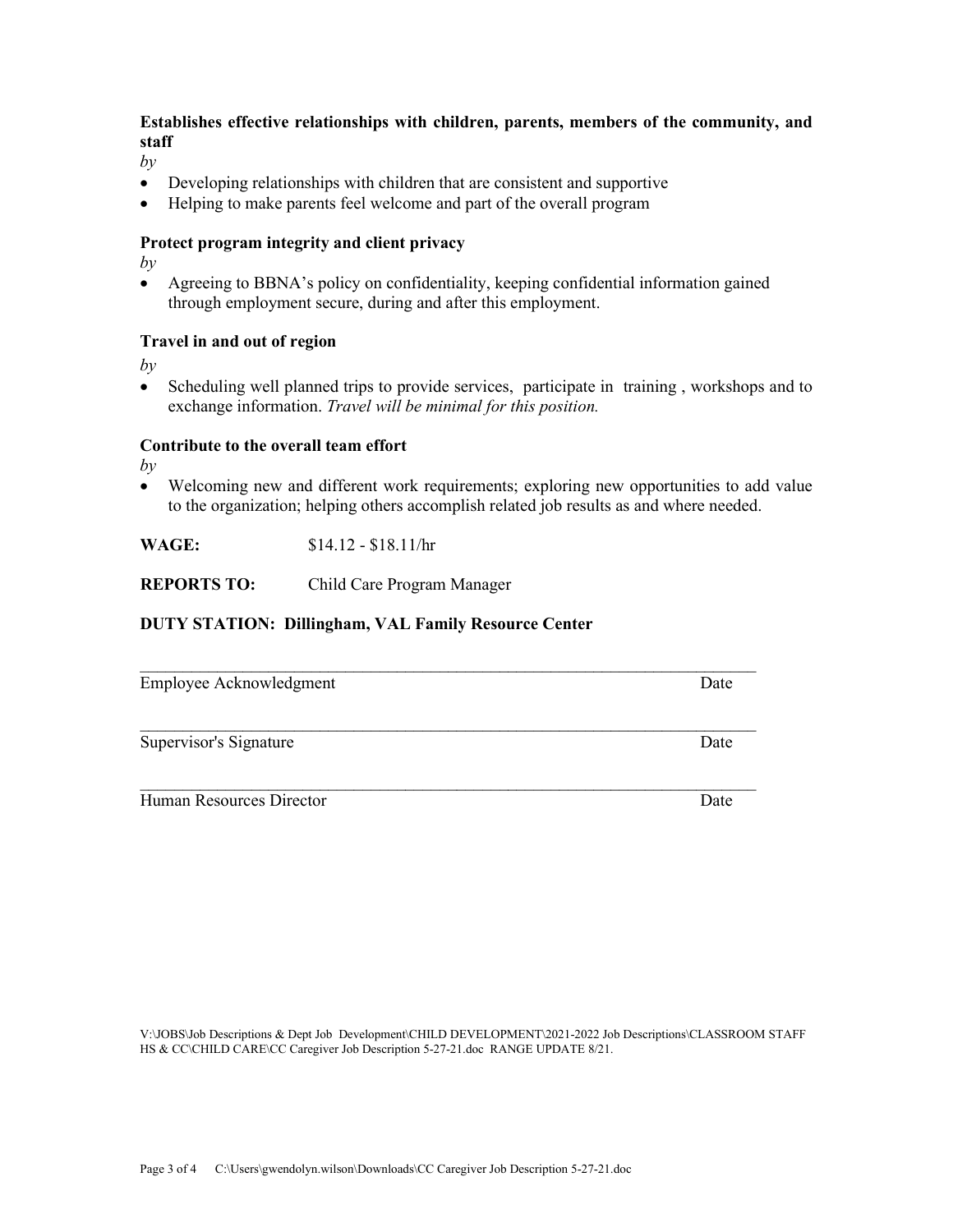**Establishes effective relationships with children, parents, members of the community, and staff**

*by*

- Developing relationships with children that are consistent and supportive
- Helping to make parents feel welcome and part of the overall program

**Protect program integrity and client privacy**

*by*

- Agreeing to BBNA's policy on confidentiality, keeping confidential information gained through employment secure, during and after this employment.

**Travel in and out of region**

*by*

- Scheduling well planned trips to provide services, participate in training , workshops and to exchange information. *Travel will be minimal for this position.*

**Contribute to the overall team effort**

*by*

- Welcoming new and different work requirements; exploring new opportunities to add value to the organization; helping others accomplish related job results as and where needed.

**WAGE:** $14.12 - $18.11/hr

**REPORTS TO:** Child Care Program Manager

**DUTY STATION: Dillingham, VAL Family Resource Center**

\_\_\_\_\_\_\_\_\_\_\_\_\_\_\_\_\_\_\_\_\_\_\_\_\_\_\_\_\_\_\_\_\_\_\_\_\_\_\_\_\_\_\_\_\_\_\_\_\_\_\_\_\_\_\_\_\_\_\_\_\_\_\_\_\_\_\_\_\_\_

Employee Acknowledgment Date

\_\_\_\_\_\_\_\_\_\_\_\_\_\_\_\_\_\_\_\_\_\_\_\_\_\_\_\_\_\_\_\_\_\_\_\_\_\_\_\_\_\_\_\_\_\_\_\_\_\_\_\_\_\_\_\_\_\_\_\_\_\_\_\_\_\_\_\_\_\_

Supervisor's Signature Date

\_\_\_\_\_\_\_\_\_\_\_\_\_\_\_\_\_\_\_\_\_\_\_\_\_\_\_\_\_\_\_\_\_\_\_\_\_\_\_\_\_\_\_\_\_\_\_\_\_\_\_\_\_\_\_\_\_\_\_\_\_\_\_\_\_\_\_\_\_\_

Human Resources Director Date

V:\JOBS\Job Descriptions & Dept Job Development\CHILD DEVELOPMENT\2021-2022 Job Descriptions\CLASSROOM STAFF HS & CC\CHILD CARE\CC Caregiver Job Description 5-27-21.doc RANGE UPDATE 8/21.